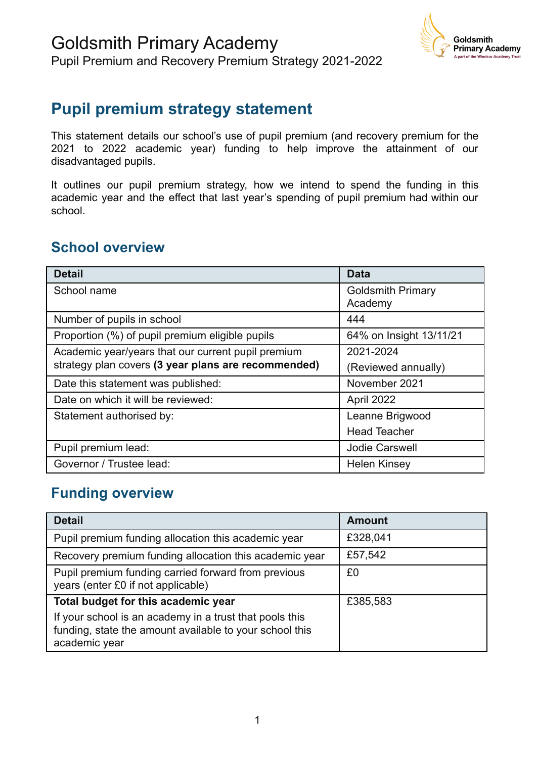# Goldsmith Primary Academy

Pupil Premium and Recovery Premium Strategy 2021-2022

## Pupil premium strategy statement

This statement details our school's use of pupil premium (and recovery premium for the 2021 to 2022 academic year) funding to help improve the attainment of our disadvantaged pupils.

It outlines our pupil premium strategy, how we intend to spend the funding in this academic year and the effect that last year's spending of pupil premium had within our school.

## School overview

| Detail | Data |
|---|---|
| School name | Goldsmith Primary Academy |
| Number of pupils in school | 444 |
| Proportion (%) of pupil premium eligible pupils | 64% on Insight 13/11/21 |
| Academic year/years that our current pupil premium strategy plan covers **(3 year plans are recommended)** | 2021-2024 (Reviewed annually) |
| Date this statement was published: | November 2021 |
| Date on which it will be reviewed: | April 2022 |
| Statement authorised by: | Leanne Brigwood Head Teacher |
| Pupil premium lead: | Jodie Carswell |
| Governor / Trustee lead: | Helen Kinsey |

## Funding overview

| Detail | Amount |
|---|---|
| Pupil premium funding allocation this academic year | £328,041 |
| Recovery premium funding allocation this academic year | £57,542 |
| Pupil premium funding carried forward from previous years (enter £0 if not applicable) | £0 |
| **Total budget for this academic year** If your school is an academy in a trust that pools this funding, state the amount available to your school this academic year | £385,583 |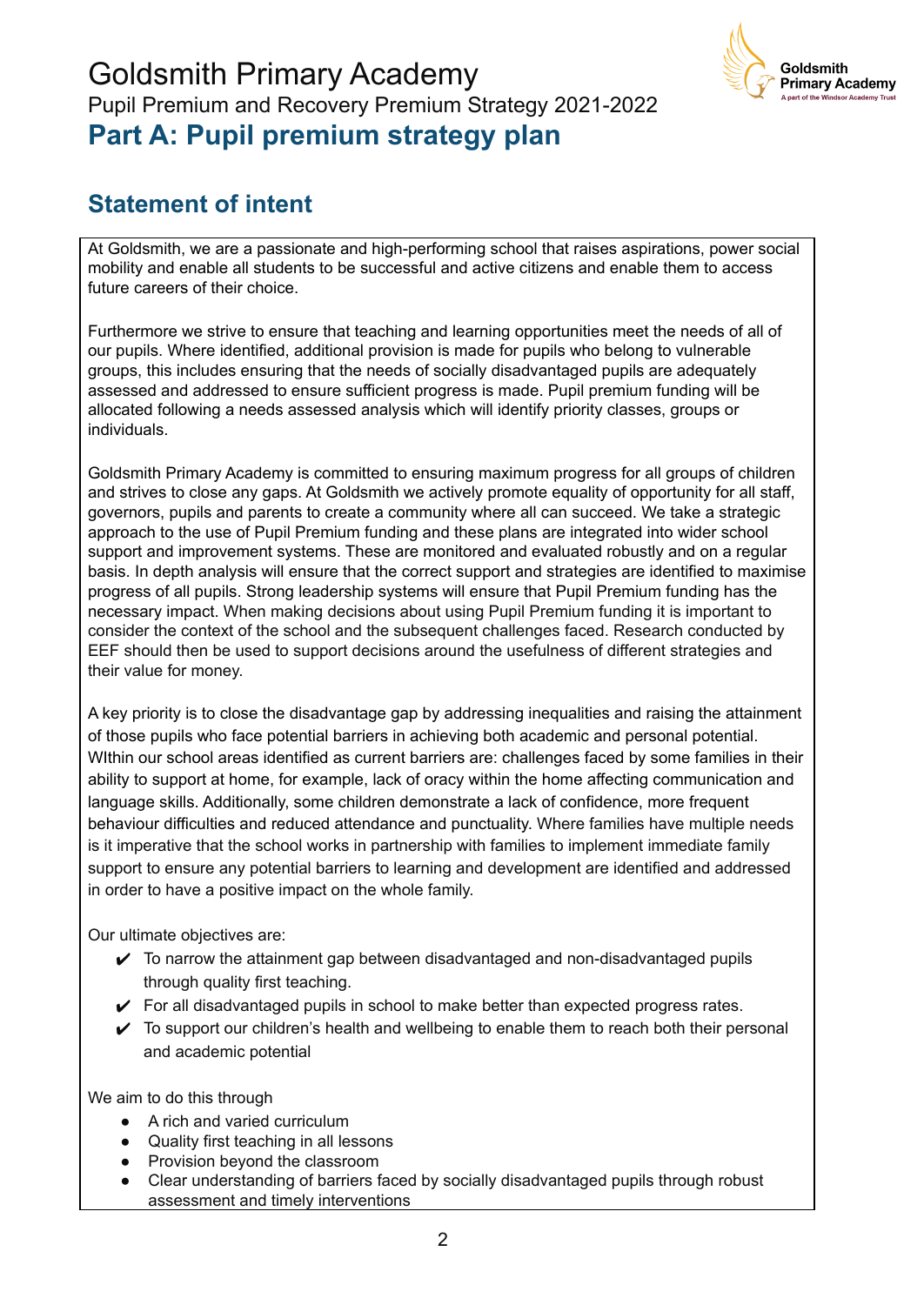# Goldsmith Primary Academy

Pupil Premium and Recovery Premium Strategy 2021-2022

## Part A: Pupil premium strategy plan

## Statement of intent

At Goldsmith, we are a passionate and high-performing school that raises aspirations, power social mobility and enable all students to be successful and active citizens and enable them to access future careers of their choice.

Furthermore we strive to ensure that teaching and learning opportunities meet the needs of all of our pupils. Where identified, additional provision is made for pupils who belong to vulnerable groups, this includes ensuring that the needs of socially disadvantaged pupils are adequately assessed and addressed to ensure sufficient progress is made. Pupil premium funding will be allocated following a needs assessed analysis which will identify priority classes, groups or individuals.

Goldsmith Primary Academy is committed to ensuring maximum progress for all groups of children and strives to close any gaps. At Goldsmith we actively promote equality of opportunity for all staff, governors, pupils and parents to create a community where all can succeed. We take a strategic approach to the use of Pupil Premium funding and these plans are integrated into wider school support and improvement systems. These are monitored and evaluated robustly and on a regular basis. In depth analysis will ensure that the correct support and strategies are identified to maximise progress of all pupils. Strong leadership systems will ensure that Pupil Premium funding has the necessary impact. When making decisions about using Pupil Premium funding it is important to consider the context of the school and the subsequent challenges faced. Research conducted by EEF should then be used to support decisions around the usefulness of different strategies and their value for money.

A key priority is to close the disadvantage gap by addressing inequalities and raising the attainment of those pupils who face potential barriers in achieving both academic and personal potential. WIthin our school areas identified as current barriers are: challenges faced by some families in their ability to support at home, for example, lack of oracy within the home affecting communication and language skills. Additionally, some children demonstrate a lack of confidence, more frequent behaviour difficulties and reduced attendance and punctuality. Where families have multiple needs is it imperative that the school works in partnership with families to implement immediate family support to ensure any potential barriers to learning and development are identified and addressed in order to have a positive impact on the whole family.

Our ultimate objectives are:

- ✔ To narrow the attainment gap between disadvantaged and non-disadvantaged pupils through quality first teaching.
- ✔ For all disadvantaged pupils in school to make better than expected progress rates.
- ✔ To support our children's health and wellbeing to enable them to reach both their personal and academic potential

We aim to do this through

- A rich and varied curriculum
- Quality first teaching in all lessons
- Provision beyond the classroom
- Clear understanding of barriers faced by socially disadvantaged pupils through robust assessment and timely interventions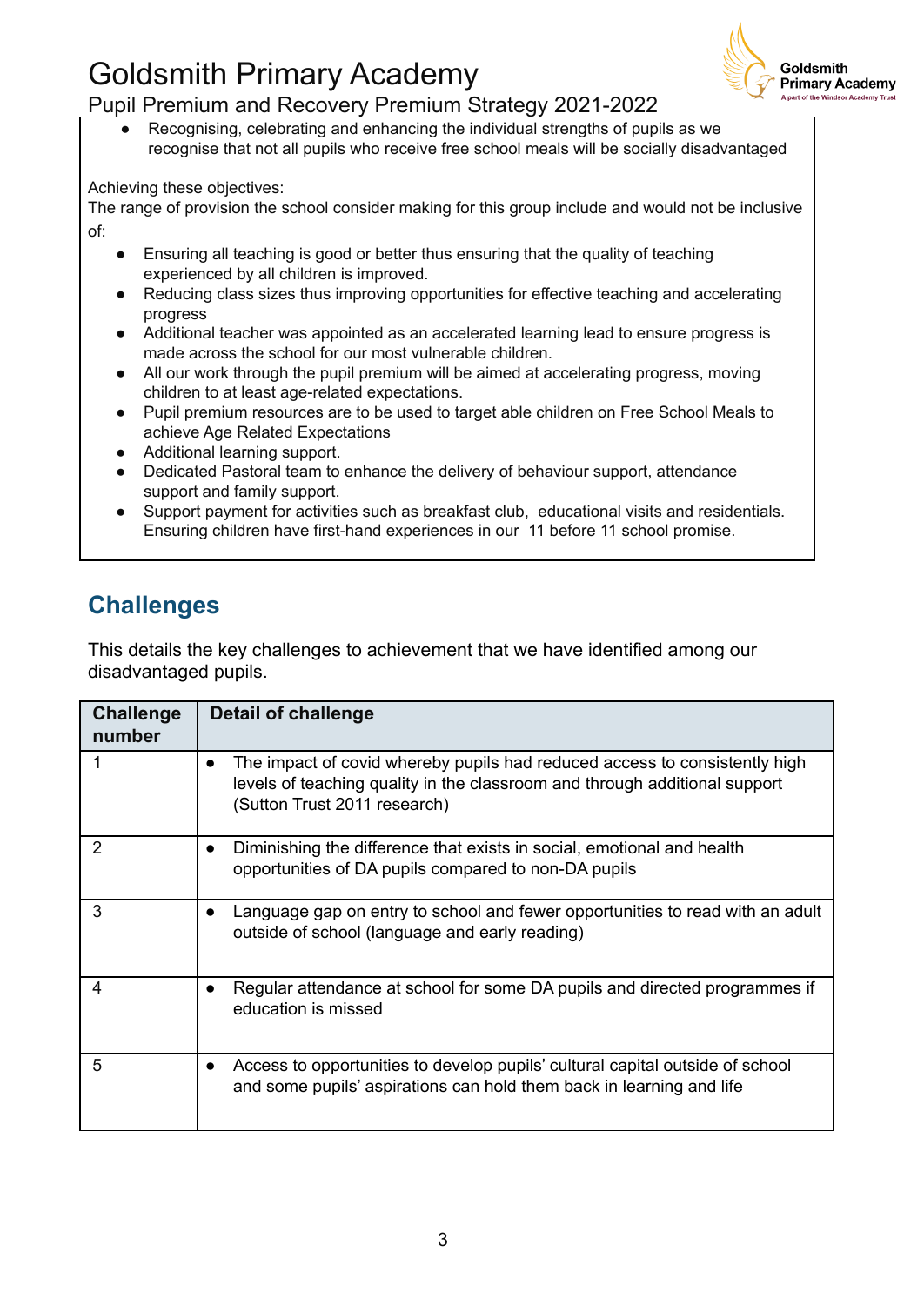- Recognising, celebrating and enhancing the individual strengths of pupils as we recognise that not all pupils who receive free school meals will be socially disadvantaged

Achieving these objectives:
The range of provision the school consider making for this group include and would not be inclusive of:

- Ensuring all teaching is good or better thus ensuring that the quality of teaching experienced by all children is improved.
- Reducing class sizes thus improving opportunities for effective teaching and accelerating progress
- Additional teacher was appointed as an accelerated learning lead to ensure progress is made across the school for our most vulnerable children.
- All our work through the pupil premium will be aimed at accelerating progress, moving children to at least age-related expectations.
- Pupil premium resources are to be used to target able children on Free School Meals to achieve Age Related Expectations
- Additional learning support.
- Dedicated Pastoral team to enhance the delivery of behaviour support, attendance support and family support.
- Support payment for activities such as breakfast club, educational visits and residentials. Ensuring children have first-hand experiences in our 11 before 11 school promise.

## Challenges

This details the key challenges to achievement that we have identified among our disadvantaged pupils.

| Challenge number | Detail of challenge |
|---|---|
| 1 | • The impact of covid whereby pupils had reduced access to consistently high levels of teaching quality in the classroom and through additional support (Sutton Trust 2011 research) |
| 2 | • Diminishing the difference that exists in social, emotional and health opportunities of DA pupils compared to non-DA pupils |
| 3 | • Language gap on entry to school and fewer opportunities to read with an adult outside of school (language and early reading) |
| 4 | • Regular attendance at school for some DA pupils and directed programmes if education is missed |
| 5 | • Access to opportunities to develop pupils' cultural capital outside of school and some pupils' aspirations can hold them back in learning and life |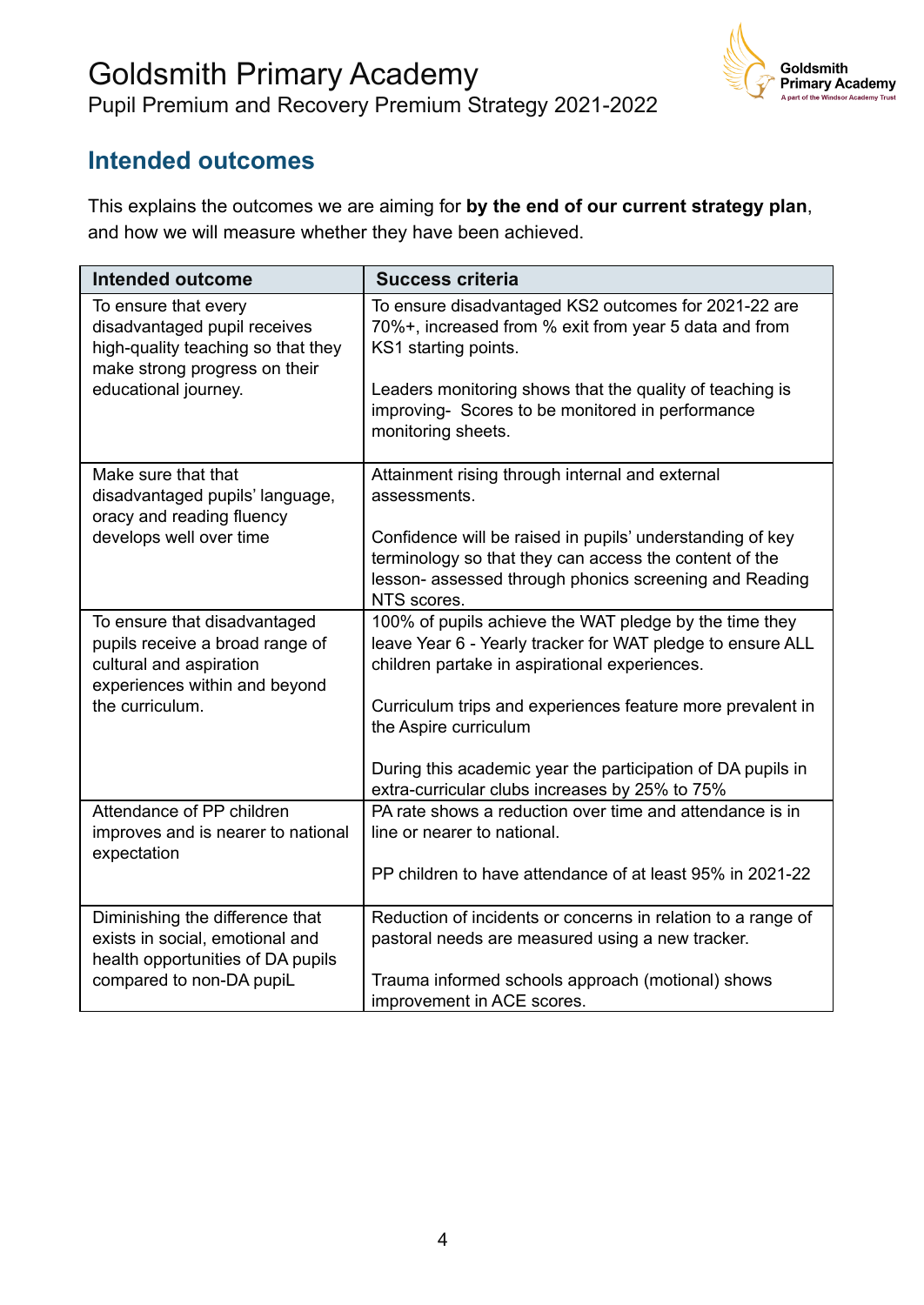## Intended outcomes

This explains the outcomes we are aiming for **by the end of our current strategy plan**, and how we will measure whether they have been achieved.

| Intended outcome | Success criteria |
|---|---|
| To ensure that every disadvantaged pupil receives high-quality teaching so that they make strong progress on their educational journey. | To ensure disadvantaged KS2 outcomes for 2021-22 are 70%+, increased from % exit from year 5 data and from KS1 starting points.<br><br>Leaders monitoring shows that the quality of teaching is improving- Scores to be monitored in performance monitoring sheets. |
| Make sure that that disadvantaged pupils' language, oracy and reading fluency develops well over time | Attainment rising through internal and external assessments.<br><br>Confidence will be raised in pupils' understanding of key terminology so that they can access the content of the lesson- assessed through phonics screening and Reading NTS scores. |
| To ensure that disadvantaged pupils receive a broad range of cultural and aspiration experiences within and beyond the curriculum. | 100% of pupils achieve the WAT pledge by the time they leave Year 6 - Yearly tracker for WAT pledge to ensure ALL children partake in aspirational experiences.<br><br>Curriculum trips and experiences feature more prevalent in the Aspire curriculum<br><br>During this academic year the participation of DA pupils in extra-curricular clubs increases by 25% to 75% |
| Attendance of PP children improves and is nearer to national expectation | PA rate shows a reduction over time and attendance is in line or nearer to national.<br><br>PP children to have attendance of at least 95% in 2021-22 |
| Diminishing the difference that exists in social, emotional and health opportunities of DA pupils compared to non-DA pupiL | Reduction of incidents or concerns in relation to a range of pastoral needs are measured using a new tracker.<br><br>Trauma informed schools approach (motional) shows improvement in ACE scores. |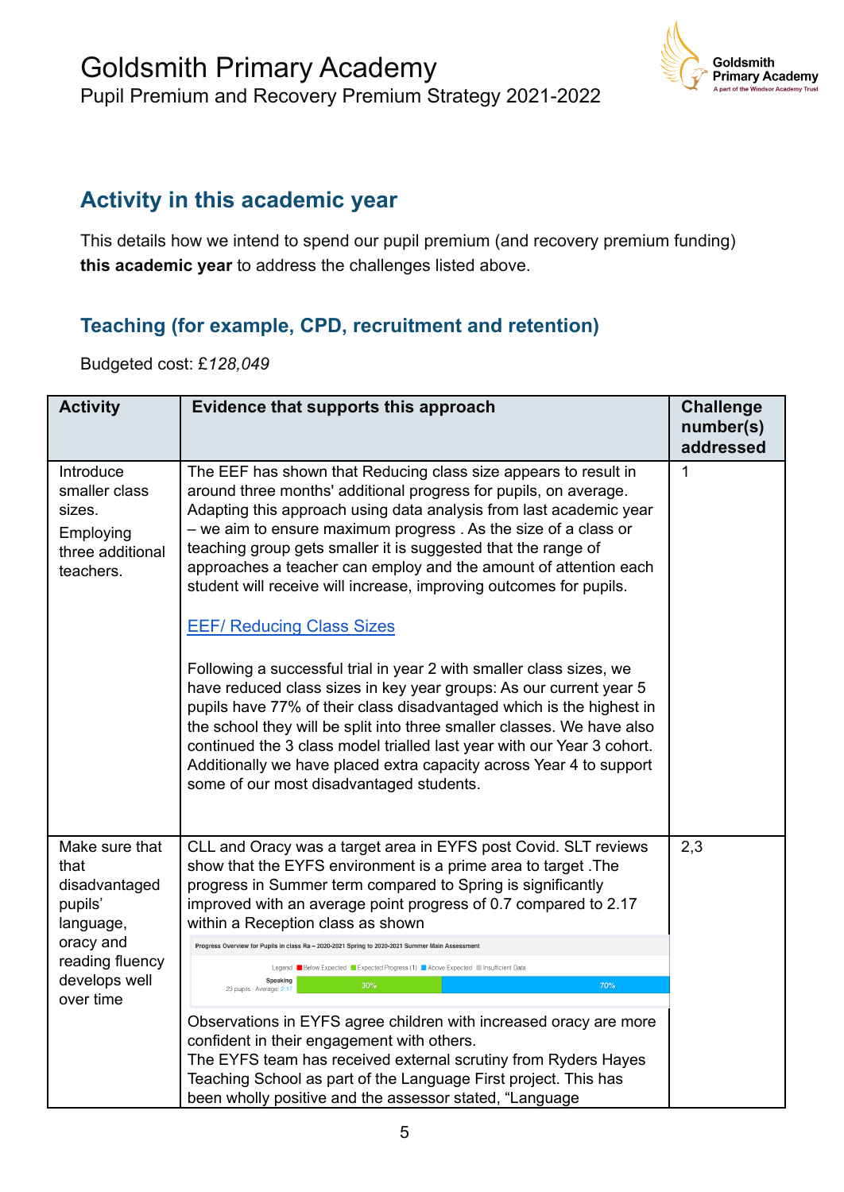## Activity in this academic year

This details how we intend to spend our pupil premium (and recovery premium funding) **this academic year** to address the challenges listed above.

### Teaching (for example, CPD, recruitment and retention)

Budgeted cost: £*128,049*

| Activity | Evidence that supports this approach | Challenge number(s) addressed |
|---|---|---|
| Introduce smaller class sizes. Employing three additional teachers. | The EEF has shown that Reducing class size appears to result in around three months' additional progress for pupils, on average. Adapting this approach using data analysis from last academic year – we aim to ensure maximum progress . As the size of a class or teaching group gets smaller it is suggested that the range of approaches a teacher can employ and the amount of attention each student will receive will increase, improving outcomes for pupils. [EEF/ Reducing Class Sizes] Following a successful trial in year 2 with smaller class sizes, we have reduced class sizes in key year groups: As our current year 5 pupils have 77% of their class disadvantaged which is the highest in the school they will be split into three smaller classes. We have also continued the 3 class model trialled last year with our Year 3 cohort. Additionally we have placed extra capacity across Year 4 to support some of our most disadvantaged students. | 1 |
| Make sure that that disadvantaged pupils' language, oracy and reading fluency develops well over time | CLL and Oracy was a target area in EYFS post Covid. SLT reviews show that the EYFS environment is a prime area to target .The progress in Summer term compared to Spring is significantly improved with an average point progress of 0.7 compared to 2.17 within a Reception class as shown Progress Overview for Pupils in class Ra – 2020-2021 Spring to 2020-2021 Summer Main Assessment. Legend: Below Expected, Expected Progress (1), Above Expected, Insufficient Data. Speaking, 23 pupils · Average: 2.17: 30%, 70%. Observations in EYFS agree children with increased oracy are more confident in their engagement with others. The EYFS team has received external scrutiny from Ryders Hayes Teaching School as part of the Language First project. This has been wholly positive and the assessor stated, "Language | 2,3 |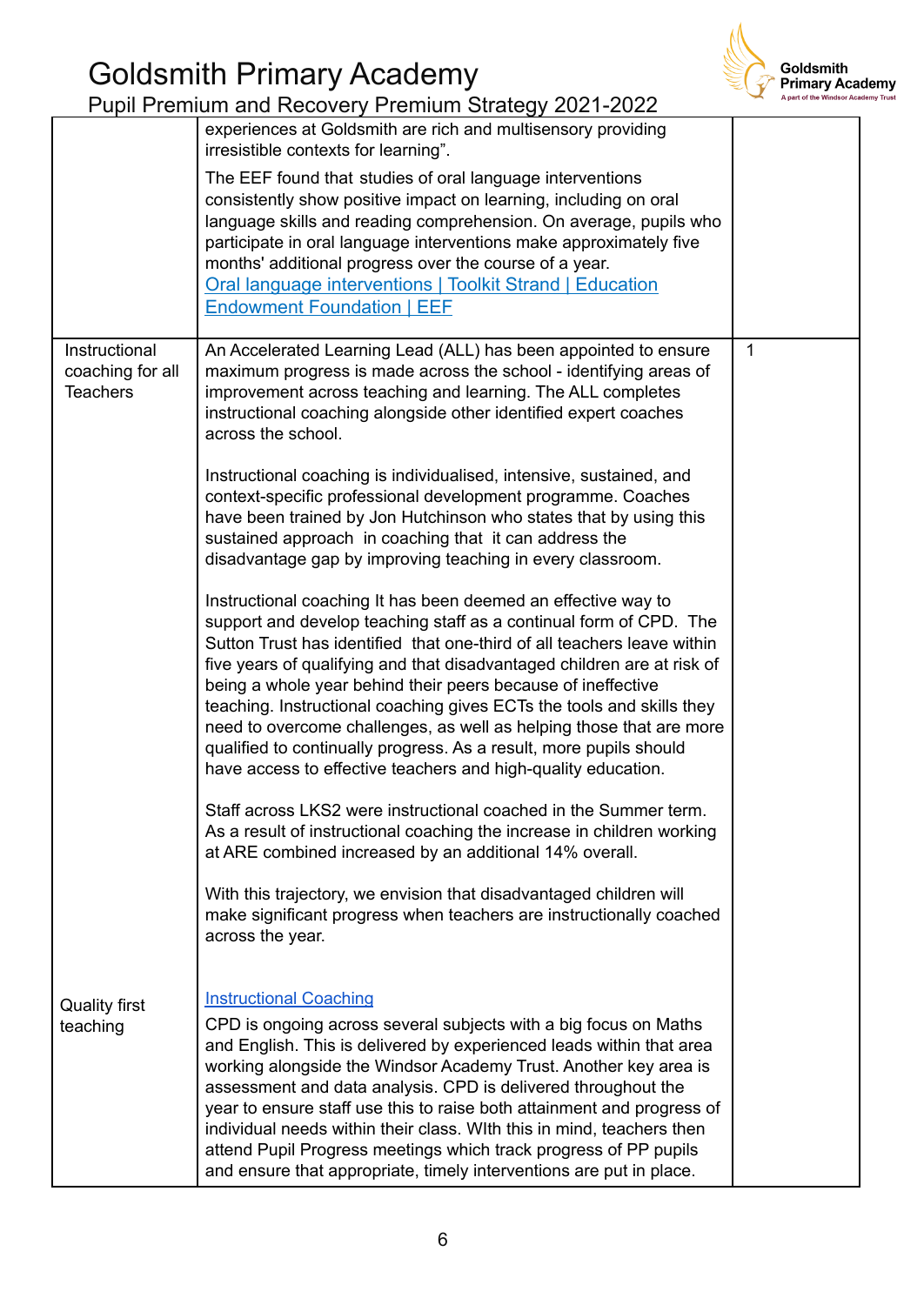| | | |
|---|---|---|
| | experiences at Goldsmith are rich and multisensory providing irresistible contexts for learning".<br><br>The EEF found that studies of oral language interventions consistently show positive impact on learning, including on oral language skills and reading comprehension. On average, pupils who participate in oral language interventions make approximately five months' additional progress over the course of a year.<br>[Oral language interventions \| Toolkit Strand \| Education Endowment Foundation \| EEF]() | |
| Instructional coaching for all Teachers<br><br><br><br><br><br><br><br><br><br><br><br><br><br><br><br><br><br><br><br><br><br><br><br>Quality first teaching | An Accelerated Learning Lead (ALL) has been appointed to ensure maximum progress is made across the school - identifying areas of improvement across teaching and learning. The ALL completes instructional coaching alongside other identified expert coaches across the school.<br><br>Instructional coaching is individualised, intensive, sustained, and context-specific professional development programme. Coaches have been trained by Jon Hutchinson who states that by using this sustained approach in coaching that it can address the disadvantage gap by improving teaching in every classroom.<br><br>Instructional coaching It has been deemed an effective way to support and develop teaching staff as a continual form of CPD. The Sutton Trust has identified that one-third of all teachers leave within five years of qualifying and that disadvantaged children are at risk of being a whole year behind their peers because of ineffective teaching. Instructional coaching gives ECTs the tools and skills they need to overcome challenges, as well as helping those that are more qualified to continually progress. As a result, more pupils should have access to effective teachers and high-quality education.<br><br>Staff across LKS2 were instructional coached in the Summer term. As a result of instructional coaching the increase in children working at ARE combined increased by an additional 14% overall.<br><br>With this trajectory, we envision that disadvantaged children will make significant progress when teachers are instructionally coached across the year.<br><br>[Instructional Coaching]()<br>CPD is ongoing across several subjects with a big focus on Maths and English. This is delivered by experienced leads within that area working alongside the Windsor Academy Trust. Another key area is assessment and data analysis. CPD is delivered throughout the year to ensure staff use this to raise both attainment and progress of individual needs within their class. WIth this in mind, teachers then attend Pupil Progress meetings which track progress of PP pupils and ensure that appropriate, timely interventions are put in place. | 1 |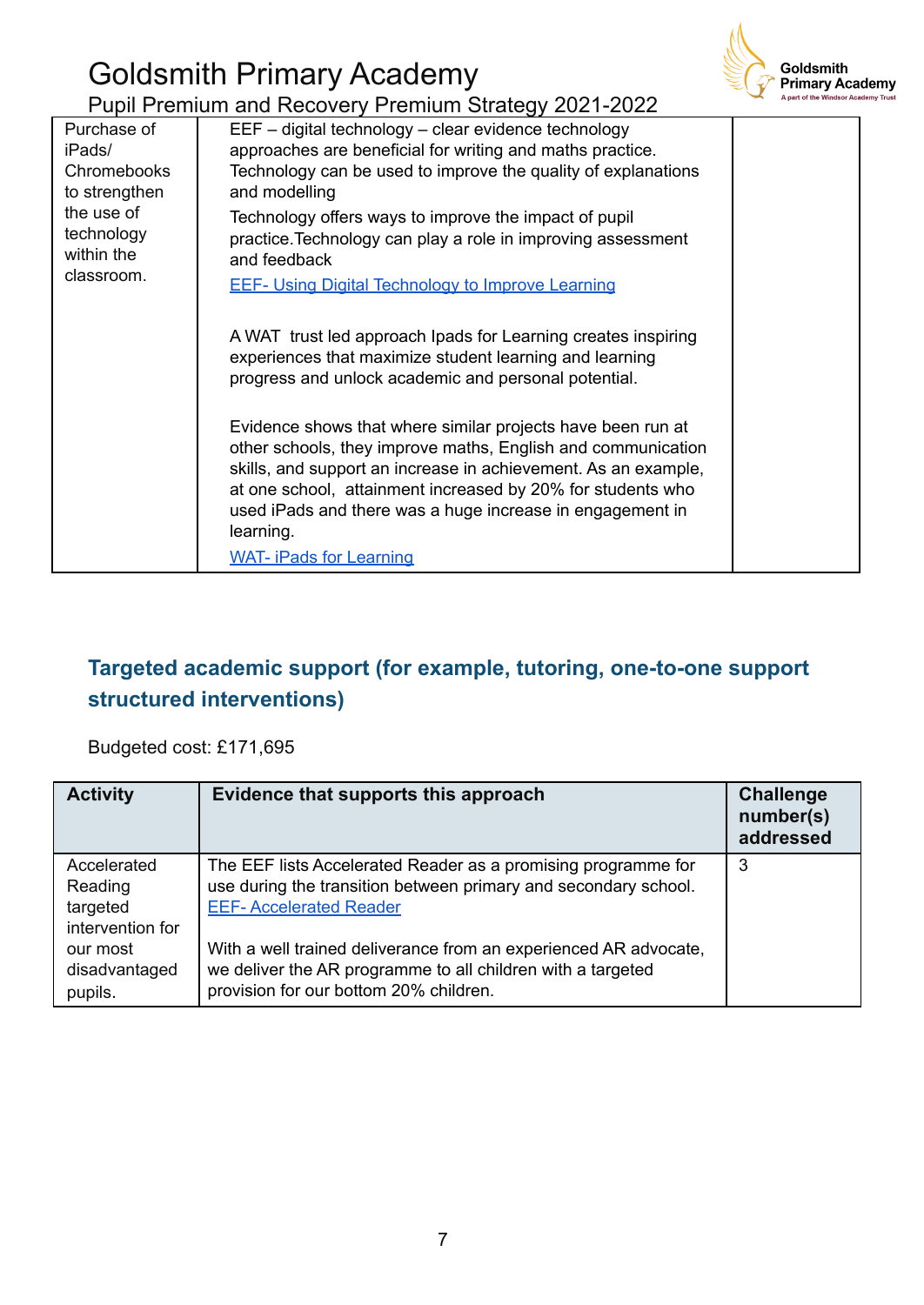| | | |
|---|---|---|
| Purchase of iPads/ Chromebooks to strengthen the use of technology within the classroom. | EEF – digital technology – clear evidence technology approaches are beneficial for writing and maths practice. Technology can be used to improve the quality of explanations and modelling<br><br>Technology offers ways to improve the impact of pupil practice.Technology can play a role in improving assessment and feedback<br><br>EEF- Using Digital Technology to Improve Learning<br><br>A WAT trust led approach Ipads for Learning creates inspiring experiences that maximize student learning and learning progress and unlock academic and personal potential.<br><br>Evidence shows that where similar projects have been run at other schools, they improve maths, English and communication skills, and support an increase in achievement. As an example, at one school, attainment increased by 20% for students who used iPads and there was a huge increase in engagement in learning.<br><br>WAT- iPads for Learning | |

## Targeted academic support (for example, tutoring, one-to-one support structured interventions)

Budgeted cost: £171,695

| Activity | Evidence that supports this approach | Challenge number(s) addressed |
|---|---|---|
| Accelerated Reading targeted intervention for our most disadvantaged pupils. | The EEF lists Accelerated Reader as a promising programme for use during the transition between primary and secondary school. EEF- Accelerated Reader<br><br>With a well trained deliverance from an experienced AR advocate, we deliver the AR programme to all children with a targeted provision for our bottom 20% children. | 3 |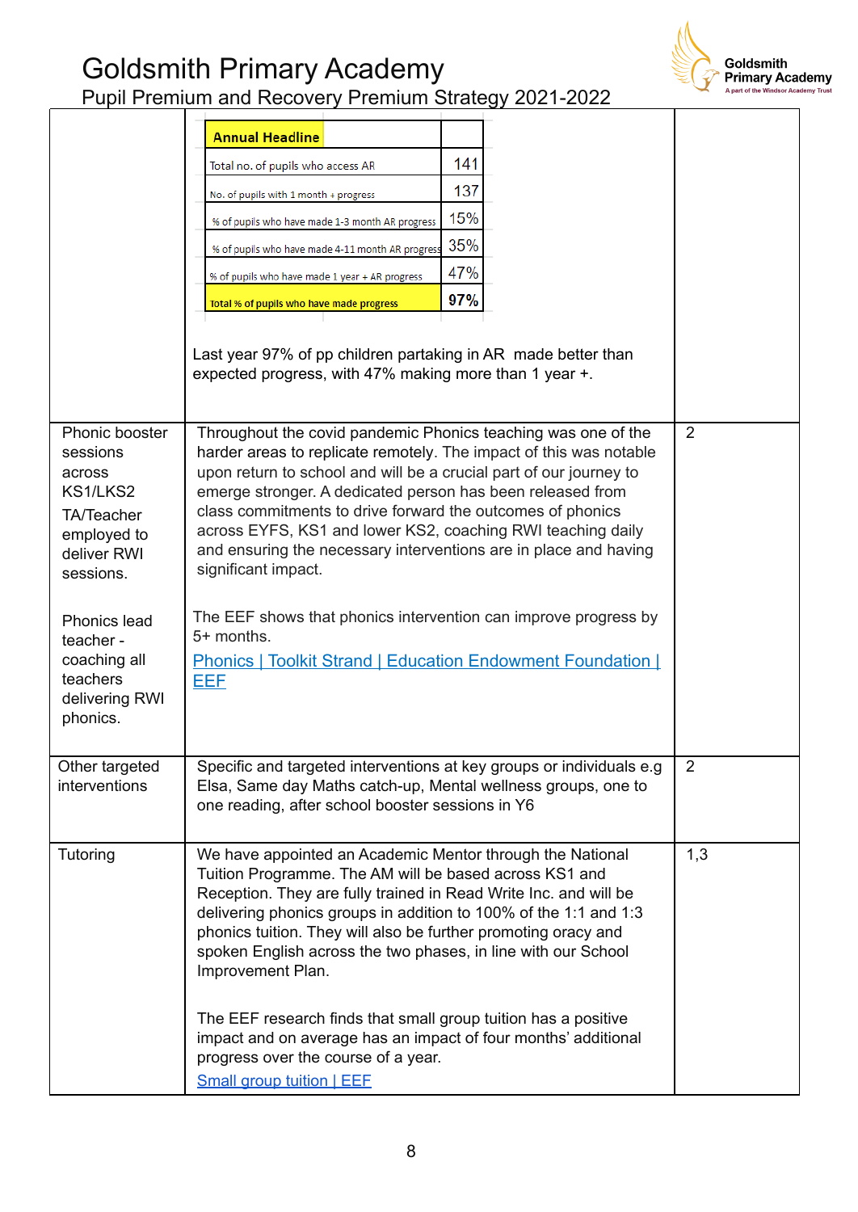| | | |
|---|---|---|
| | **Annual Headline** | |
| | Total no. of pupils who access AR — 141<br>No. of pupils with 1 month + progress — 137<br>% of pupils who have made 1-3 month AR progress — 15%<br>% of pupils who have made 4-11 month AR progress — 35%<br>% of pupils who have made 1 year + AR progress — 47%<br>**Total % of pupils who have made progress — 97%**<br><br>Last year 97% of pp children partaking in AR made better than expected progress, with 47% making more than 1 year +. | |
| Phonic booster sessions across KS1/LKS2<br>TA/Teacher employed to deliver RWI sessions.<br><br>Phonics lead teacher - coaching all teachers delivering RWI phonics. | Throughout the covid pandemic Phonics teaching was one of the harder areas to replicate remotely. The impact of this was notable upon return to school and will be a crucial part of our journey to emerge stronger. A dedicated person has been released from class commitments to drive forward the outcomes of phonics across EYFS, KS1 and lower KS2, coaching RWI teaching daily and ensuring the necessary interventions are in place and having significant impact.<br><br>The EEF shows that phonics intervention can improve progress by 5+ months.<br>Phonics \| Toolkit Strand \| Education Endowment Foundation \| EEF | 2 |
| Other targeted interventions | Specific and targeted interventions at key groups or individuals e.g Elsa, Same day Maths catch-up, Mental wellness groups, one to one reading, after school booster sessions in Y6 | 2 |
| Tutoring | We have appointed an Academic Mentor through the National Tuition Programme. The AM will be based across KS1 and Reception. They are fully trained in Read Write Inc. and will be delivering phonics groups in addition to 100% of the 1:1 and 1:3 phonics tuition. They will also be further promoting oracy and spoken English across the two phases, in line with our School Improvement Plan.<br><br>The EEF research finds that small group tuition has a positive impact and on average has an impact of four months' additional progress over the course of a year.<br>Small group tuition \| EEF | 1,3 |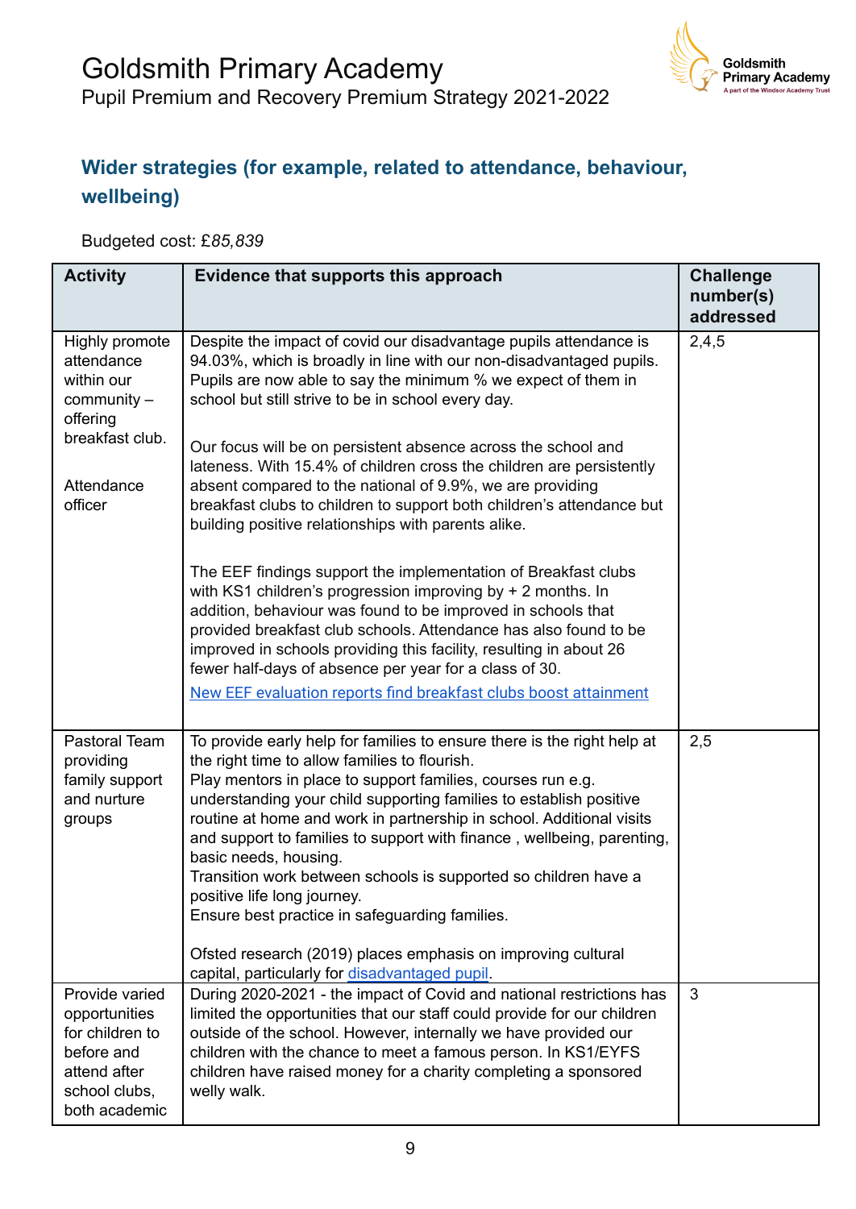## Wider strategies (for example, related to attendance, behaviour, wellbeing)

Budgeted cost: £*85,839*

| Activity | Evidence that supports this approach | Challenge number(s) addressed |
|---|---|---|
| Highly promote attendance within our community – offering breakfast club.<br><br>Attendance officer | Despite the impact of covid our disadvantage pupils attendance is 94.03%, which is broadly in line with our non-disadvantaged pupils. Pupils are now able to say the minimum % we expect of them in school but still strive to be in school every day.<br><br>Our focus will be on persistent absence across the school and lateness. With 15.4% of children cross the children are persistently absent compared to the national of 9.9%, we are providing breakfast clubs to children to support both children's attendance but building positive relationships with parents alike.<br><br>The EEF findings support the implementation of Breakfast clubs with KS1 children's progression improving by + 2 months. In addition, behaviour was found to be improved in schools that provided breakfast club schools. Attendance has also found to be improved in schools providing this facility, resulting in about 26 fewer half-days of absence per year for a class of 30.<br>New EEF evaluation reports find breakfast clubs boost attainment | 2,4,5 |
| Pastoral Team providing family support and nurture groups | To provide early help for families to ensure there is the right help at the right time to allow families to flourish.<br>Play mentors in place to support families, courses run e.g. understanding your child supporting families to establish positive routine at home and work in partnership in school. Additional visits and support to families to support with finance , wellbeing, parenting, basic needs, housing.<br>Transition work between schools is supported so children have a positive life long journey.<br>Ensure best practice in safeguarding families.<br><br>Ofsted research (2019) places emphasis on improving cultural capital, particularly for disadvantaged pupil. | 2,5 |
| Provide varied opportunities for children to before and attend after school clubs, both academic | During 2020-2021 - the impact of Covid and national restrictions has limited the opportunities that our staff could provide for our children outside of the school. However, internally we have provided our children with the chance to meet a famous person. In KS1/EYFS children have raised money for a charity completing a sponsored welly walk. | 3 |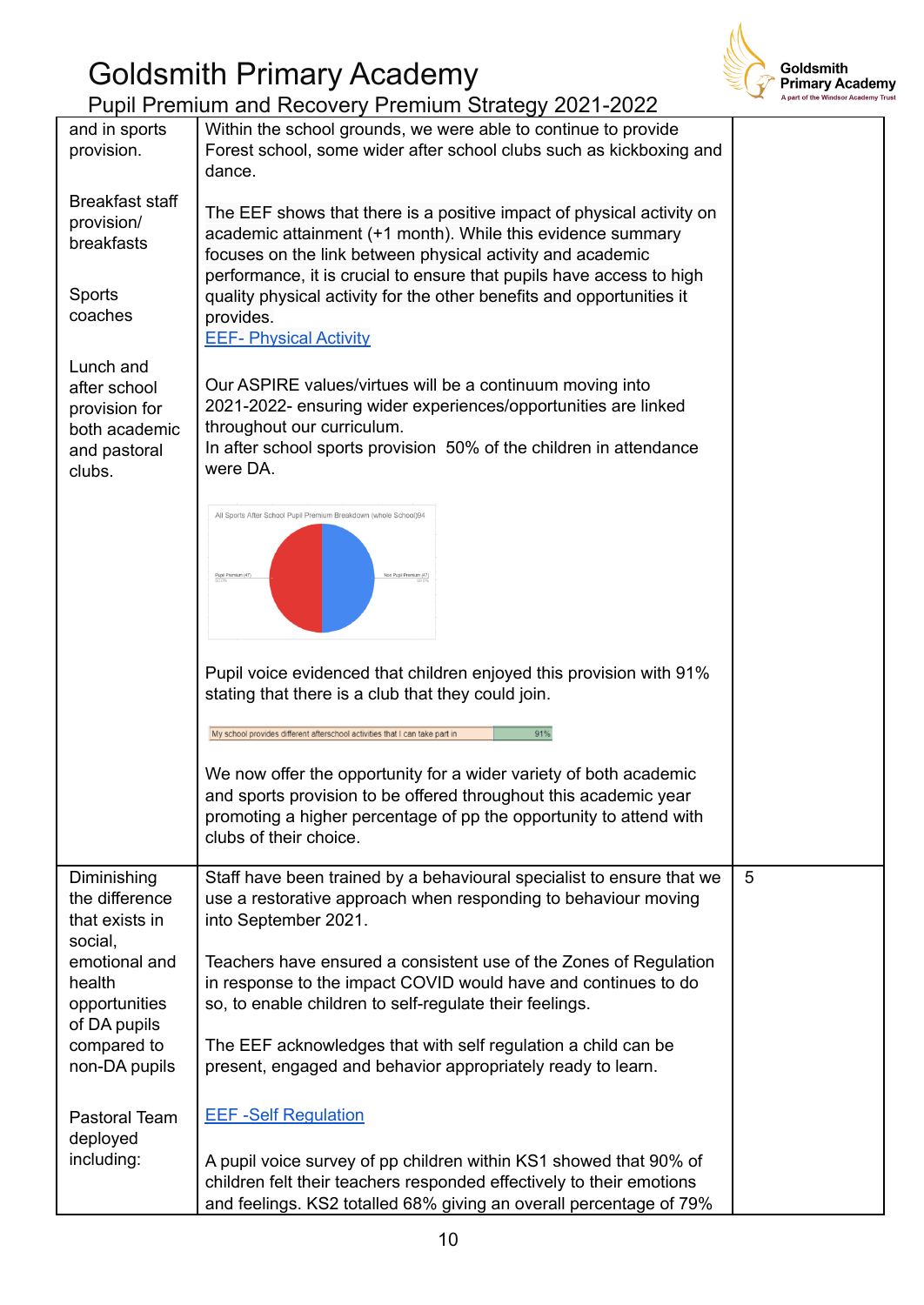# Goldsmith Primary Academy

## Pupil Premium and Recovery Premium Strategy 2021-2022

| | | |
|---|---|---|
| and in sports provision.<br><br>Breakfast staff provision/ breakfasts<br><br>Sports coaches<br><br>Lunch and after school provision for both academic and pastoral clubs. | Within the school grounds, we were able to continue to provide Forest school, some wider after school clubs such as kickboxing and dance.<br><br>The EEF shows that there is a positive impact of physical activity on academic attainment (+1 month). While this evidence summary focuses on the link between physical activity and academic performance, it is crucial to ensure that pupils have access to high quality physical activity for the other benefits and opportunities it provides.<br>EEF- Physical Activity<br><br>Our ASPIRE values/virtues will be a continuum moving into 2021-2022- ensuring wider experiences/opportunities are linked throughout our curriculum.<br>In after school sports provision 50% of the children in attendance were DA.<br><br>All Sports After School Pupil Premium Breakdown (whole School)94<br>Pupil Premium (47) / Non Pupil Premium (47)<br><br>Pupil voice evidenced that children enjoyed this provision with 91% stating that there is a club that they could join.<br><br>My school provides different afterschool activities that I can take part in — 91%<br><br>We now offer the opportunity for a wider variety of both academic and sports provision to be offered throughout this academic year promoting a higher percentage of pp the opportunity to attend with clubs of their choice. | |
| Diminishing the difference that exists in social, emotional and health opportunities of DA pupils compared to non-DA pupils<br><br>Pastoral Team deployed including: | Staff have been trained by a behavioural specialist to ensure that we use a restorative approach when responding to behaviour moving into September 2021.<br><br>Teachers have ensured a consistent use of the Zones of Regulation in response to the impact COVID would have and continues to do so, to enable children to self-regulate their feelings.<br><br>The EEF acknowledges that with self regulation a child can be present, engaged and behavior appropriately ready to learn.<br><br>EEF -Self Regulation<br><br>A pupil voice survey of pp children within KS1 showed that 90% of children felt their teachers responded effectively to their emotions and feelings. KS2 totalled 68% giving an overall percentage of 79% | 5 |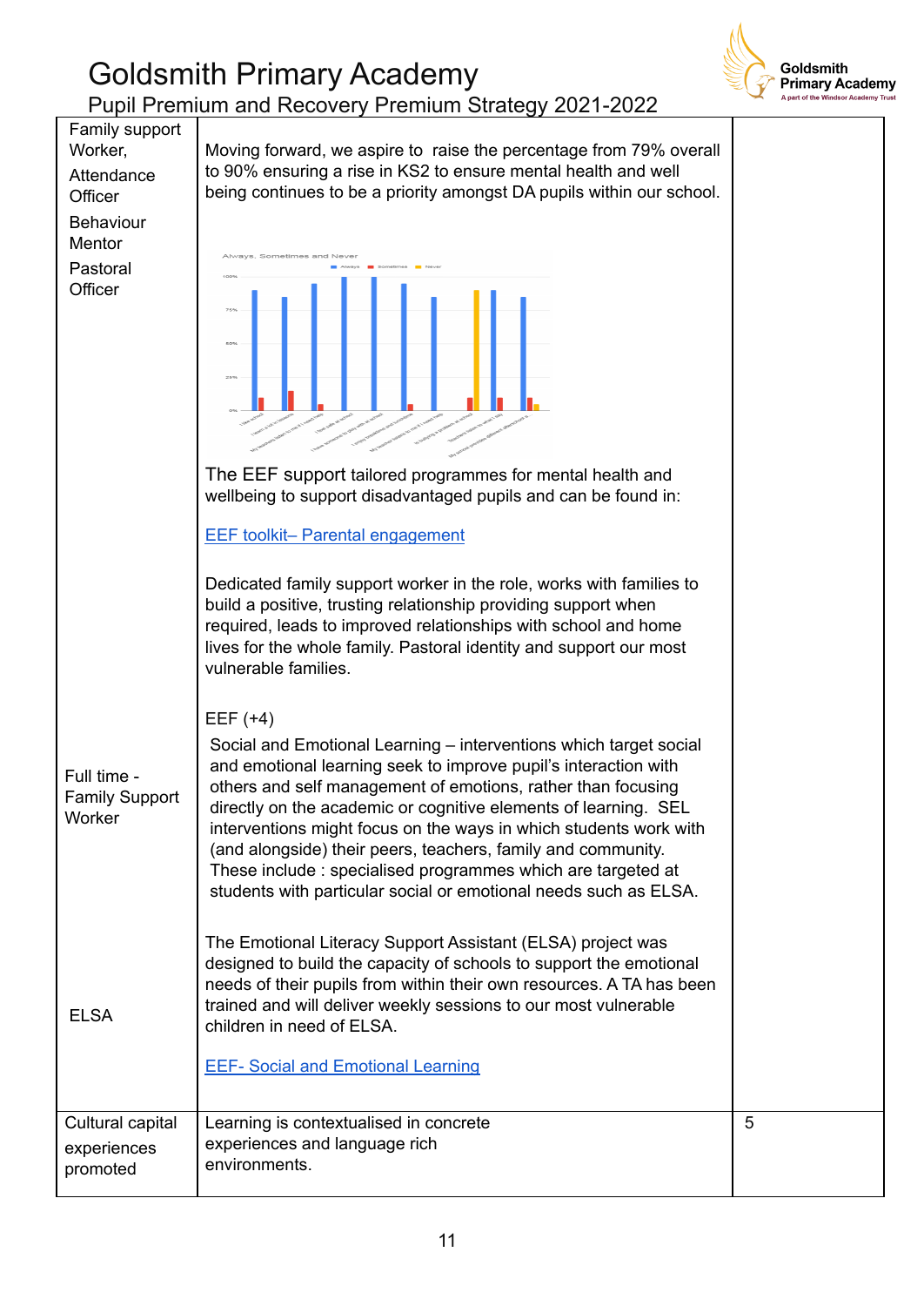| Family support Worker,<br><br>Attendance Officer<br><br>Behaviour Mentor<br><br>Pastoral Officer<br><br><br><br><br><br><br><br><br><br><br><br><br>Full time - Family Support Worker<br><br><br><br><br><br><br>ELSA | Moving forward, we aspire to raise the percentage from 79% overall to 90% ensuring a rise in KS2 to ensure mental health and well being continues to be a priority amongst DA pupils within our school.<br><br>The EEF support tailored programmes for mental health and wellbeing to support disadvantaged pupils and can be found in:<br><br>[EEF toolkit– Parental engagement]()<br><br>Dedicated family support worker in the role, works with families to build a positive, trusting relationship providing support when required, leads to improved relationships with school and home lives for the whole family. Pastoral identity and support our most vulnerable families.<br><br>EEF (+4)<br>Social and Emotional Learning – interventions which target social and emotional learning seek to improve pupil's interaction with others and self management of emotions, rather than focusing directly on the academic or cognitive elements of learning. SEL interventions might focus on the ways in which students work with (and alongside) their peers, teachers, family and community. These include : specialised programmes which are targeted at students with particular social or emotional needs such as ELSA.<br><br>The Emotional Literacy Support Assistant (ELSA) project was designed to build the capacity of schools to support the emotional needs of their pupils from within their own resources. A TA has been trained and will deliver weekly sessions to our most vulnerable children in need of ELSA.<br><br>[EEF- Social and Emotional Learning]() | |
|---|---|---|
| Cultural capital experiences promoted | Learning is contextualised in concrete experiences and language rich environments. | 5 |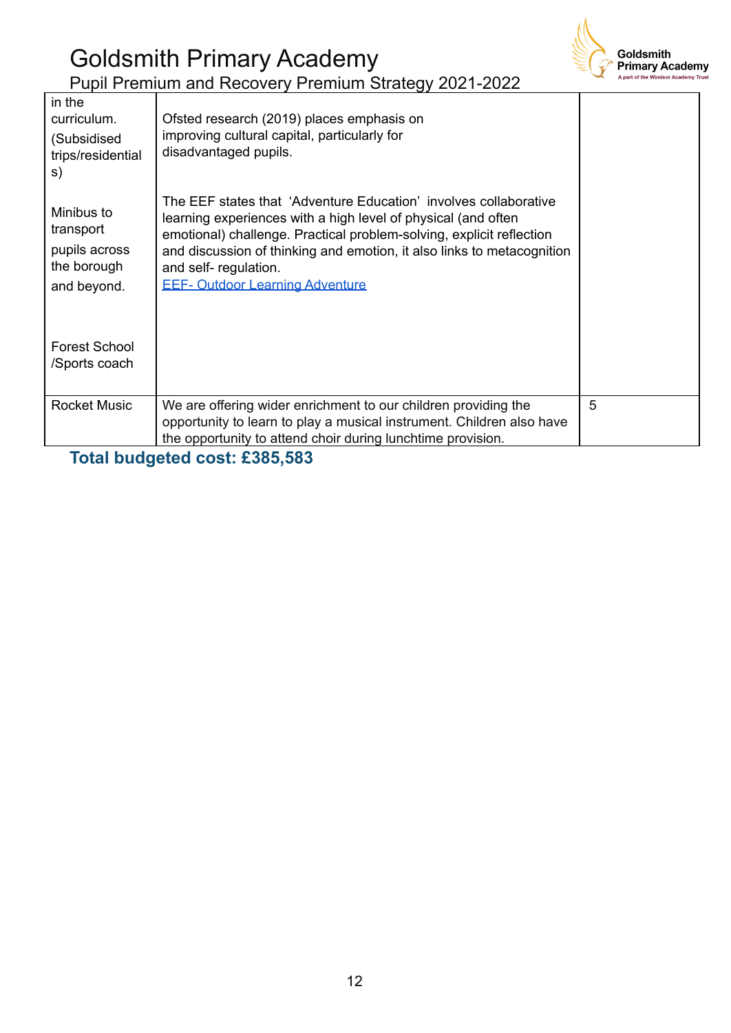| in the curriculum. (Subsidised trips/residentials) Minibus to transport pupils across the borough and beyond. Forest School /Sports coach | Ofsted research (2019) places emphasis on improving cultural capital, particularly for disadvantaged pupils. The EEF states that 'Adventure Education' involves collaborative learning experiences with a high level of physical (and often emotional) challenge. Practical problem-solving, explicit reflection and discussion of thinking and emotion, it also links to metacognition and self- regulation. [EEF- Outdoor Learning Adventure] | |
|---|---|---|
| Rocket Music | We are offering wider enrichment to our children providing the opportunity to learn to play a musical instrument. Children also have the opportunity to attend choir during lunchtime provision. | 5 |

**Total budgeted cost: £385,583**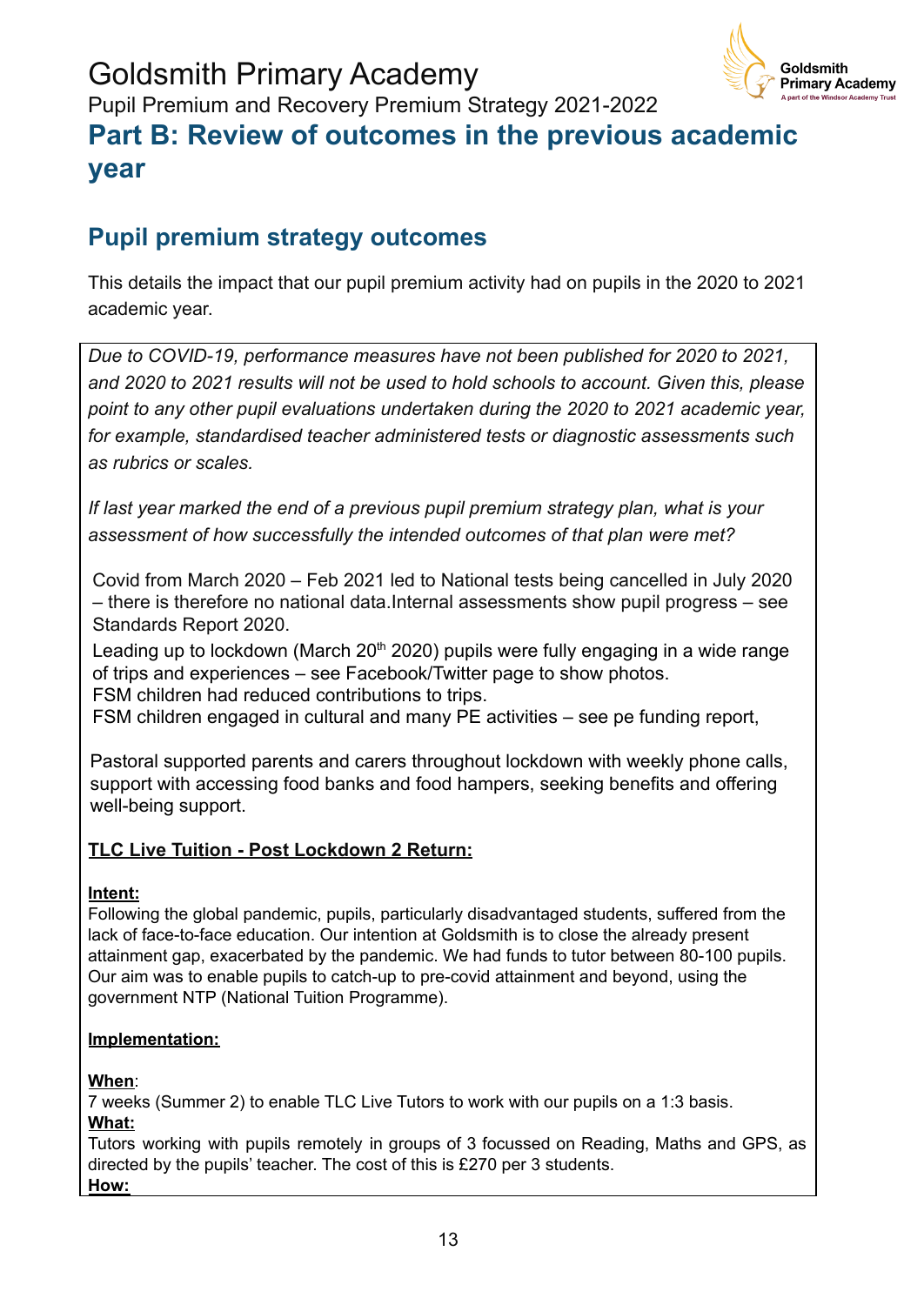# Goldsmith Primary Academy

Pupil Premium and Recovery Premium Strategy 2021-2022

## Part B: Review of outcomes in the previous academic year

## Pupil premium strategy outcomes

This details the impact that our pupil premium activity had on pupils in the 2020 to 2021 academic year.

*Due to COVID-19, performance measures have not been published for 2020 to 2021, and 2020 to 2021 results will not be used to hold schools to account. Given this, please point to any other pupil evaluations undertaken during the 2020 to 2021 academic year, for example, standardised teacher administered tests or diagnostic assessments such as rubrics or scales.*

*If last year marked the end of a previous pupil premium strategy plan, what is your assessment of how successfully the intended outcomes of that plan were met?*

Covid from March 2020 – Feb 2021 led to National tests being cancelled in July 2020 – there is therefore no national data.Internal assessments show pupil progress – see Standards Report 2020.

Leading up to lockdown (March 20th 2020) pupils were fully engaging in a wide range of trips and experiences – see Facebook/Twitter page to show photos.

FSM children had reduced contributions to trips.

FSM children engaged in cultural and many PE activities – see pe funding report,

Pastoral supported parents and carers throughout lockdown with weekly phone calls, support with accessing food banks and food hampers, seeking benefits and offering well-being support.

**<u>TLC Live Tuition - Post Lockdown 2 Return:</u>**

**<u>Intent:</u>**

Following the global pandemic, pupils, particularly disadvantaged students, suffered from the lack of face-to-face education. Our intention at Goldsmith is to close the already present attainment gap, exacerbated by the pandemic. We had funds to tutor between 80-100 pupils. Our aim was to enable pupils to catch-up to pre-covid attainment and beyond, using the government NTP (National Tuition Programme).

**<u>Implementation:</u>**

**<u>When</u>**:

7 weeks (Summer 2) to enable TLC Live Tutors to work with our pupils on a 1:3 basis.

**<u>What:</u>**

Tutors working with pupils remotely in groups of 3 focussed on Reading, Maths and GPS, as directed by the pupils' teacher. The cost of this is £270 per 3 students.

**<u>How:</u>**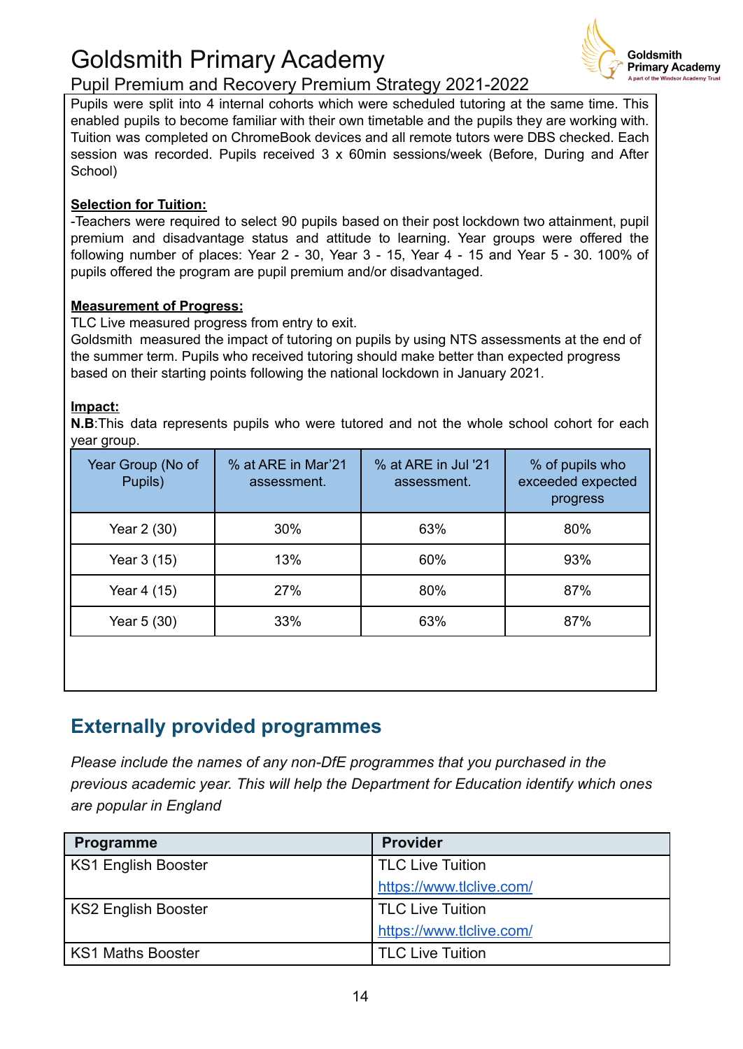Pupils were split into 4 internal cohorts which were scheduled tutoring at the same time. This enabled pupils to become familiar with their own timetable and the pupils they are working with. Tuition was completed on ChromeBook devices and all remote tutors were DBS checked. Each session was recorded. Pupils received 3 x 60min sessions/week (Before, During and After School)

**Selection for Tuition:**

-Teachers were required to select 90 pupils based on their post lockdown two attainment, pupil premium and disadvantage status and attitude to learning. Year groups were offered the following number of places: Year 2 - 30, Year 3 - 15, Year 4 - 15 and Year 5 - 30. 100% of pupils offered the program are pupil premium and/or disadvantaged.

**Measurement of Progress:**

TLC Live measured progress from entry to exit.

Goldsmith measured the impact of tutoring on pupils by using NTS assessments at the end of the summer term. Pupils who received tutoring should make better than expected progress based on their starting points following the national lockdown in January 2021.

**Impact:**

**N.B**:This data represents pupils who were tutored and not the whole school cohort for each year group.

| Year Group (No of Pupils) | % at ARE in Mar'21 assessment. | % at ARE in Jul '21 assessment. | % of pupils who exceeded expected progress |
|---|---|---|---|
| Year 2 (30) | 30% | 63% | 80% |
| Year 3 (15) | 13% | 60% | 93% |
| Year 4 (15) | 27% | 80% | 87% |
| Year 5 (30) | 33% | 63% | 87% |

## Externally provided programmes

*Please include the names of any non-DfE programmes that you purchased in the previous academic year. This will help the Department for Education identify which ones are popular in England*

| Programme | Provider |
|---|---|
| KS1 English Booster | TLC Live Tuition https://www.tlclive.com/ |
| KS2 English Booster | TLC Live Tuition https://www.tlclive.com/ |
| KS1 Maths Booster | TLC Live Tuition |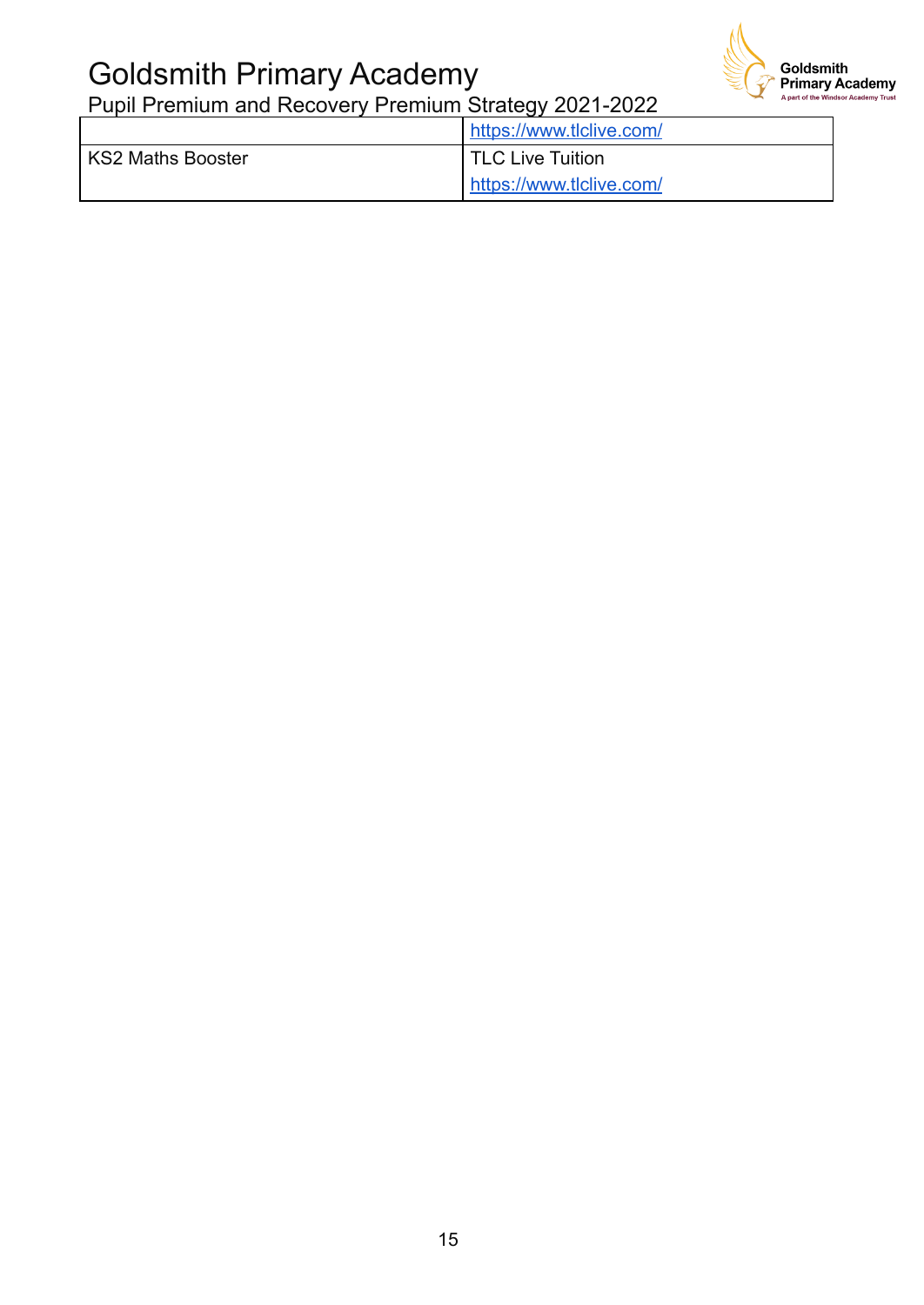| | |
|---|---|
| | https://www.tlclive.com/ |
| KS2 Maths Booster | TLC Live Tuition<br>https://www.tlclive.com/ |